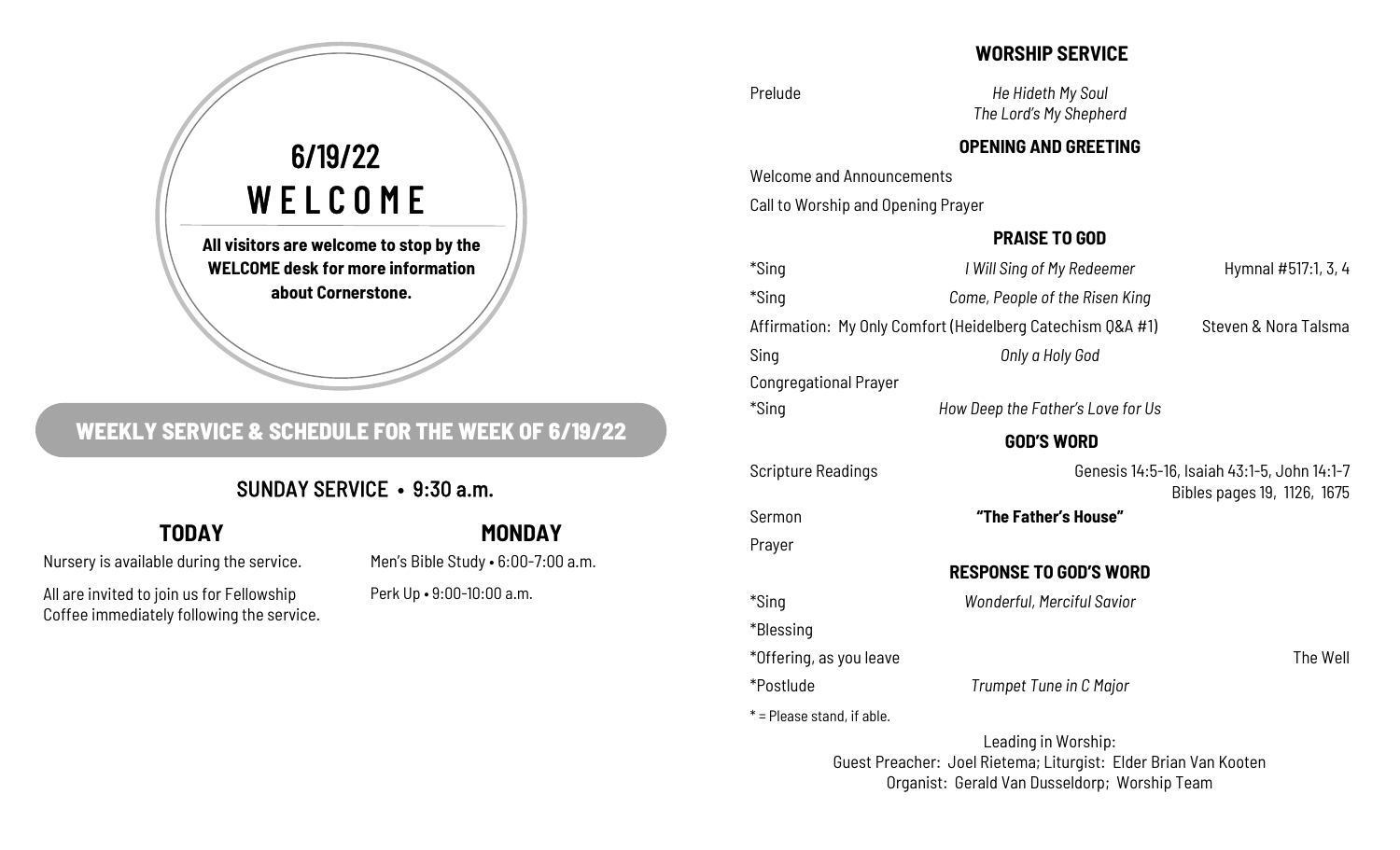# 6/19/22
# WELCOME

**All visitors are welcome to stop by the WELCOME desk for more information about Cornerstone.**

## WEEKLY SERVICE & SCHEDULE FOR THE WEEK OF 6/19/22

### SUNDAY SERVICE • 9:30 a.m.

### TODAY

Nursery is available during the service.

All are invited to join us for Fellowship Coffee immediately following the service.

### MONDAY

Men's Bible Study • 6:00-7:00 a.m.

Perk Up • 9:00-10:00 a.m.

## WORSHIP SERVICE

Prelude — *He Hideth My Soul*, *The Lord's My Shepherd*

### OPENING AND GREETING

Welcome and Announcements

Call to Worship and Opening Prayer

### PRAISE TO GOD

*Sing — *I Will Sing of My Redeemer* — Hymnal #517:1, 3, 4

*Sing — *Come, People of the Risen King*

Affirmation: My Only Comfort (Heidelberg Catechism Q&A #1) — Steven & Nora Talsma

Sing — *Only a Holy God*

Congregational Prayer

*Sing — *How Deep the Father's Love for Us*

### GOD'S WORD

Scripture Readings — Genesis 14:5-16, Isaiah 43:1-5, John 14:1-7; Bibles pages 19, 1126, 1675

Sermon — **"The Father's House"**

Prayer

### RESPONSE TO GOD'S WORD

*Sing — *Wonderful, Merciful Savior*

*Blessing

*Offering, as you leave — The Well

*Postlude — *Trumpet Tune in C Major*

* = Please stand, if able.

Leading in Worship:
Guest Preacher: Joel Rietema; Liturgist: Elder Brian Van Kooten
Organist: Gerald Van Dusseldorp; Worship Team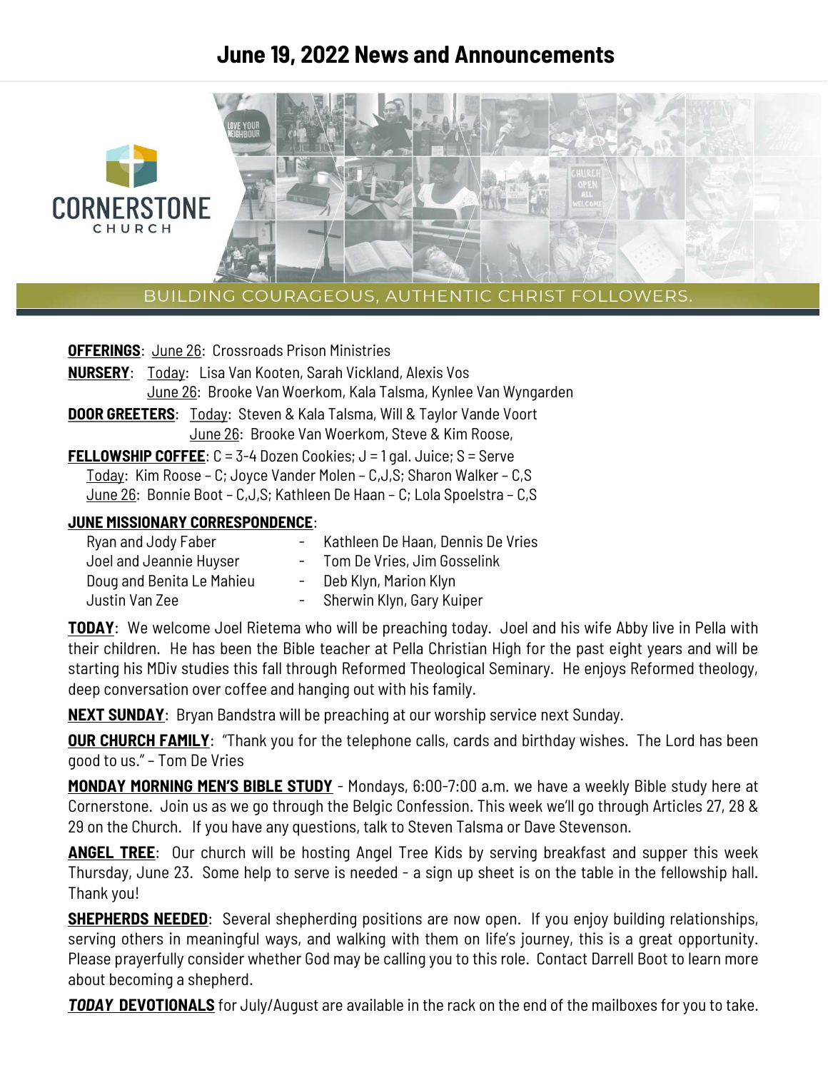# June 19, 2022 News and Announcements

CORNERSTONE CHURCH

BUILDING COURAGEOUS, AUTHENTIC CHRIST FOLLOWERS.

**OFFERINGS**: June 26: Crossroads Prison Ministries

**NURSERY**: Today: Lisa Van Kooten, Sarah Vickland, Alexis Vos
June 26: Brooke Van Woerkom, Kala Talsma, Kynlee Van Wyngarden

**DOOR GREETERS**: Today: Steven & Kala Talsma, Will & Taylor Vande Voort
June 26: Brooke Van Woerkom, Steve & Kim Roose,

**FELLOWSHIP COFFEE**: C = 3-4 Dozen Cookies; J = 1 gal. Juice; S = Serve
Today: Kim Roose – C; Joyce Vander Molen – C,J,S; Sharon Walker – C,S
June 26: Bonnie Boot – C,J,S; Kathleen De Haan – C; Lola Spoelstra – C,S

**JUNE MISSIONARY CORRESPONDENCE**:

Ryan and Jody Faber - Kathleen De Haan, Dennis De Vries
Joel and Jeannie Huyser - Tom De Vries, Jim Gosselink
Doug and Benita Le Mahieu - Deb Klyn, Marion Klyn
Justin Van Zee - Sherwin Klyn, Gary Kuiper

**TODAY**: We welcome Joel Rietema who will be preaching today. Joel and his wife Abby live in Pella with their children. He has been the Bible teacher at Pella Christian High for the past eight years and will be starting his MDiv studies this fall through Reformed Theological Seminary. He enjoys Reformed theology, deep conversation over coffee and hanging out with his family.

**NEXT SUNDAY**: Bryan Bandstra will be preaching at our worship service next Sunday.

**OUR CHURCH FAMILY**: "Thank you for the telephone calls, cards and birthday wishes. The Lord has been good to us." – Tom De Vries

**MONDAY MORNING MEN'S BIBLE STUDY** - Mondays, 6:00-7:00 a.m. we have a weekly Bible study here at Cornerstone. Join us as we go through the Belgic Confession. This week we'll go through Articles 27, 28 & 29 on the Church. If you have any questions, talk to Steven Talsma or Dave Stevenson.

**ANGEL TREE**: Our church will be hosting Angel Tree Kids by serving breakfast and supper this week Thursday, June 23. Some help to serve is needed - a sign up sheet is on the table in the fellowship hall. Thank you!

**SHEPHERDS NEEDED**: Several shepherding positions are now open. If you enjoy building relationships, serving others in meaningful ways, and walking with them on life's journey, this is a great opportunity. Please prayerfully consider whether God may be calling you to this role. Contact Darrell Boot to learn more about becoming a shepherd.

***TODAY* DEVOTIONALS** for July/August are available in the rack on the end of the mailboxes for you to take.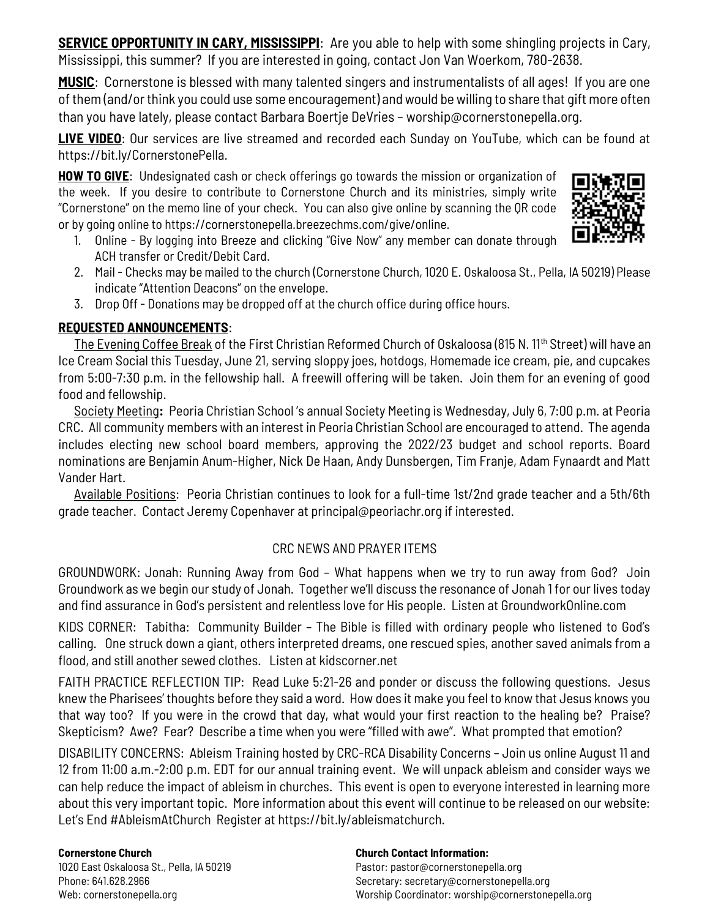**SERVICE OPPORTUNITY IN CARY, MISSISSIPPI**: Are you able to help with some shingling projects in Cary, Mississippi, this summer? If you are interested in going, contact Jon Van Woerkom, 780-2638.

**MUSIC**: Cornerstone is blessed with many talented singers and instrumentalists of all ages! If you are one of them (and/or think you could use some encouragement) and would be willing to share that gift more often than you have lately, please contact Barbara Boertje DeVries – worship@cornerstonepella.org.

**LIVE VIDEO**: Our services are live streamed and recorded each Sunday on YouTube, which can be found at https://bit.ly/CornerstonePella.

**HOW TO GIVE**: Undesignated cash or check offerings go towards the mission or organization of the week. If you desire to contribute to Cornerstone Church and its ministries, simply write "Cornerstone" on the memo line of your check. You can also give online by scanning the QR code or by going online to https://cornerstonepella.breezechms.com/give/online.

1. Online - By logging into Breeze and clicking "Give Now" any member can donate through ACH transfer or Credit/Debit Card.
2. Mail - Checks may be mailed to the church (Cornerstone Church, 1020 E. Oskaloosa St., Pella, IA 50219) Please indicate "Attention Deacons" on the envelope.
3. Drop Off - Donations may be dropped off at the church office during office hours.

**REQUESTED ANNOUNCEMENTS**:

The Evening Coffee Break of the First Christian Reformed Church of Oskaloosa (815 N. 11th Street) will have an Ice Cream Social this Tuesday, June 21, serving sloppy joes, hotdogs, Homemade ice cream, pie, and cupcakes from 5:00-7:30 p.m. in the fellowship hall. A freewill offering will be taken. Join them for an evening of good food and fellowship.

Society Meeting**:** Peoria Christian School 's annual Society Meeting is Wednesday, July 6, 7:00 p.m. at Peoria CRC. All community members with an interest in Peoria Christian School are encouraged to attend. The agenda includes electing new school board members, approving the 2022/23 budget and school reports. Board nominations are Benjamin Anum-Higher, Nick De Haan, Andy Dunsbergen, Tim Franje, Adam Fynaardt and Matt Vander Hart.

Available Positions: Peoria Christian continues to look for a full-time 1st/2nd grade teacher and a 5th/6th grade teacher. Contact Jeremy Copenhaver at principal@peoriachr.org if interested.

## CRC NEWS AND PRAYER ITEMS

GROUNDWORK: Jonah: Running Away from God – What happens when we try to run away from God? Join Groundwork as we begin our study of Jonah. Together we'll discuss the resonance of Jonah 1 for our lives today and find assurance in God's persistent and relentless love for His people. Listen at GroundworkOnline.com

KIDS CORNER: Tabitha: Community Builder – The Bible is filled with ordinary people who listened to God's calling. One struck down a giant, others interpreted dreams, one rescued spies, another saved animals from a flood, and still another sewed clothes. Listen at kidscorner.net

FAITH PRACTICE REFLECTION TIP: Read Luke 5:21-26 and ponder or discuss the following questions. Jesus knew the Pharisees' thoughts before they said a word. How does it make you feel to know that Jesus knows you that way too? If you were in the crowd that day, what would your first reaction to the healing be? Praise? Skepticism? Awe? Fear? Describe a time when you were "filled with awe". What prompted that emotion?

DISABILITY CONCERNS: Ableism Training hosted by CRC-RCA Disability Concerns – Join us online August 11 and 12 from 11:00 a.m.-2:00 p.m. EDT for our annual training event. We will unpack ableism and consider ways we can help reduce the impact of ableism in churches. This event is open to everyone interested in learning more about this very important topic. More information about this event will continue to be released on our website: Let's End #AbleismAtChurch Register at https://bit.ly/ableismatchurch.

**Cornerstone Church**
1020 East Oskaloosa St., Pella, IA 50219
Phone: 641.628.2966
Web: cornerstonepella.org

**Church Contact Information:**
Pastor: pastor@cornerstonepella.org
Secretary: secretary@cornerstonepella.org
Worship Coordinator: worship@cornerstonepella.org